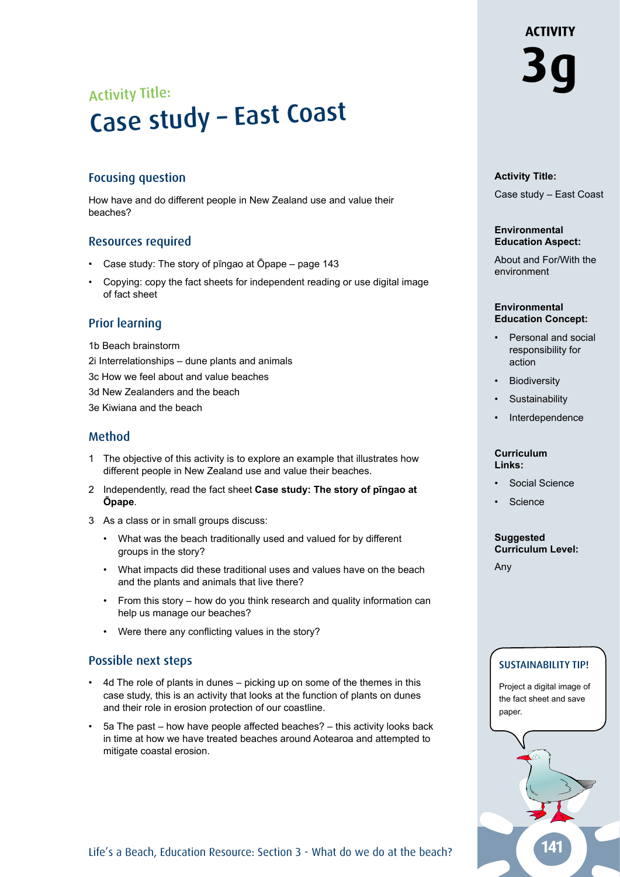# Activity Title:

# Case study – East Coast

## Focusing question

How have and do different people in New Zealand use and value their beaches?

## Resources required

- Case study: The story of pīngao at Ōpape – page 143
- Copying: copy the fact sheets for independent reading or use digital image of fact sheet

## Prior learning

1b Beach brainstorm

2i Interrelationships – dune plants and animals

3c How we feel about and value beaches

3d New Zealanders and the beach

3e Kiwiana and the beach

## Method

1. The objective of this activity is to explore an example that illustrates how different people in New Zealand use and value their beaches.
2. Independently, read the fact sheet **Case study: The story of pīngao at Ōpape**.
3. As a class or in small groups discuss:
   - What was the beach traditionally used and valued for by different groups in the story?
   - What impacts did these traditional uses and values have on the beach and the plants and animals that live there?
   - From this story – how do you think research and quality information can help us manage our beaches?
   - Were there any conflicting values in the story?

## Possible next steps

- 4d The role of plants in dunes – picking up on some of the themes in this case study, this is an activity that looks at the function of plants on dunes and their role in erosion protection of our coastline.
- 5a The past – how have people affected beaches? – this activity looks back in time at how we have treated beaches around Aotearoa and attempted to mitigate coastal erosion.

---

**ACTIVITY 3g**

**Activity Title:**

Case study – East Coast

**Environmental Education Aspect:**

About and For/With the environment

**Environmental Education Concept:**

- Personal and social responsibility for action
- Biodiversity
- Sustainability
- Interdependence

**Curriculum Links:**

- Social Science
- Science

**Suggested Curriculum Level:**

Any

**SUSTAINABILITY TIP!**

Project a digital image of the fact sheet and save paper.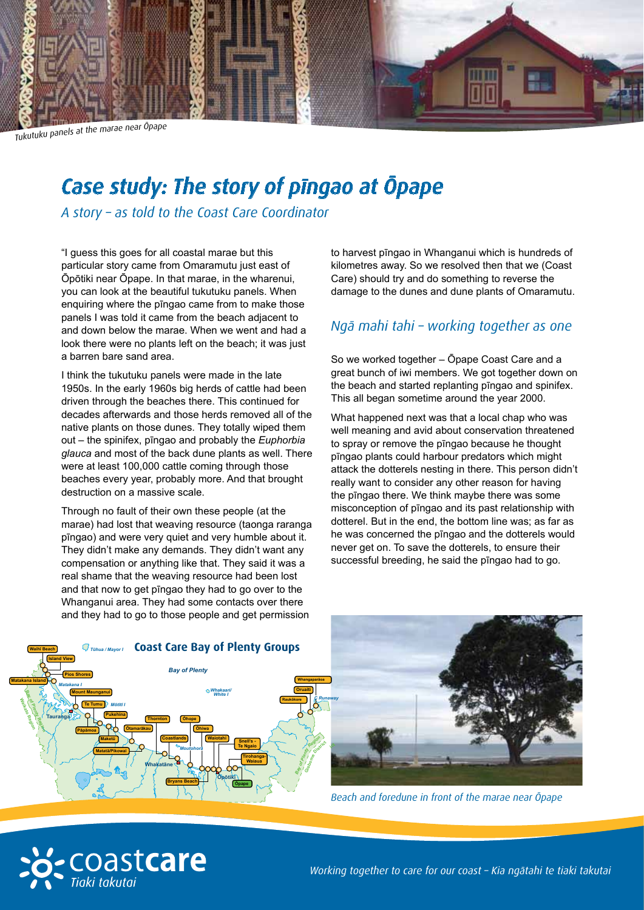*Tukutuku panels at the marae near Ōpape*

# Case study: The story of pīngao at Ōpape

*A story – as told to the Coast Care Coordinator*

"I guess this goes for all coastal marae but this particular story came from Omaramutu just east of Ōpōtiki near Ōpape. In that marae, in the wharenui, you can look at the beautiful tukutuku panels. When enquiring where the pīngao came from to make those panels I was told it came from the beach adjacent to and down below the marae. When we went and had a look there were no plants left on the beach; it was just a barren bare sand area.

I think the tukutuku panels were made in the late 1950s. In the early 1960s big herds of cattle had been driven through the beaches there. This continued for decades afterwards and those herds removed all of the native plants on those dunes. They totally wiped them out – the spinifex, pīngao and probably the *Euphorbia glauca* and most of the back dune plants as well. There were at least 100,000 cattle coming through those beaches every year, probably more. And that brought destruction on a massive scale.

Through no fault of their own these people (at the marae) had lost that weaving resource (taonga raranga pīngao) and were very quiet and very humble about it. They didn't make any demands. They didn't want any compensation or anything like that. They said it was a real shame that the weaving resource had been lost and that now to get pīngao they had to go over to the Whanganui area. They had some contacts over there and they had to go to those people and get permission to harvest pīngao in Whanganui which is hundreds of kilometres away. So we resolved then that we (Coast Care) should try and do something to reverse the damage to the dunes and dune plants of Omaramutu.

## *Ngā mahi tahi – working together as one*

So we worked together – Ōpape Coast Care and a great bunch of iwi members. We got together down on the beach and started replanting pīngao and spinifex. This all began sometime around the year 2000.

What happened next was that a local chap who was well meaning and avid about conservation threatened to spray or remove the pīngao because he thought pīngao plants could harbour predators which might attack the dotterels nesting in there. This person didn't really want to consider any other reason for having the pīngao there. We think maybe there was some misconception of pīngao and its past relationship with dotterel. But in the end, the bottom line was; as far as he was concerned the pīngao and the dotterels would never get on. To save the dotterels, to ensure their successful breeding, he said the pīngao had to go.

**Coast Care Bay of Plenty Groups**

*Beach and foredune in front of the marae near Ōpape*

coast**care** *Tiaki takutai*

*Working together to care for our coast – Kia ngātahi te tiaki takutai*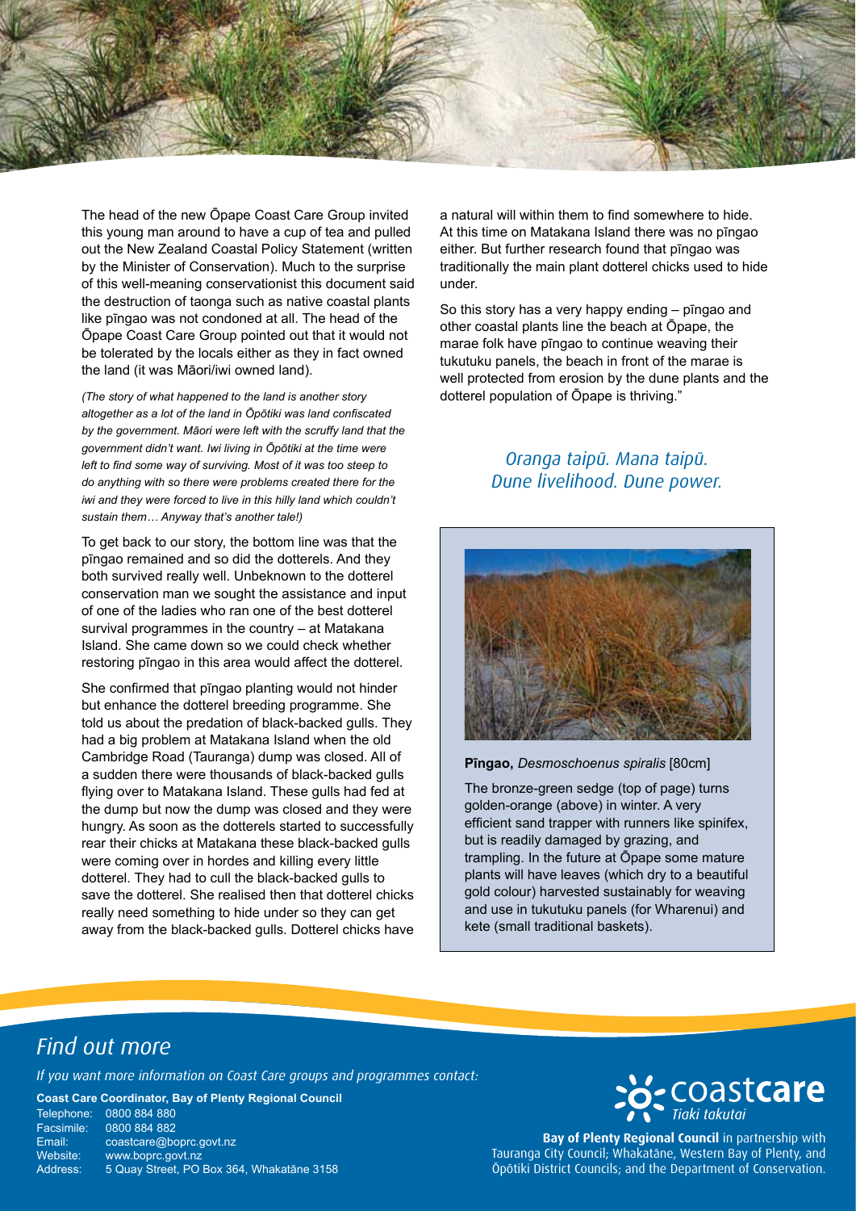The head of the new Ōpape Coast Care Group invited this young man around to have a cup of tea and pulled out the New Zealand Coastal Policy Statement (written by the Minister of Conservation). Much to the surprise of this well-meaning conservationist this document said the destruction of taonga such as native coastal plants like pīngao was not condoned at all. The head of the Ōpape Coast Care Group pointed out that it would not be tolerated by the locals either as they in fact owned the land (it was Māori/iwi owned land).

*(The story of what happened to the land is another story altogether as a lot of the land in Ōpōtiki was land confiscated by the government. Māori were left with the scruffy land that the government didn't want. Iwi living in Ōpōtiki at the time were left to find some way of surviving. Most of it was too steep to do anything with so there were problems created there for the iwi and they were forced to live in this hilly land which couldn't sustain them… Anyway that's another tale!)*

To get back to our story, the bottom line was that the pīngao remained and so did the dotterels. And they both survived really well. Unbeknown to the dotterel conservation man we sought the assistance and input of one of the ladies who ran one of the best dotterel survival programmes in the country – at Matakana Island. She came down so we could check whether restoring pīngao in this area would affect the dotterel.

She confirmed that pīngao planting would not hinder but enhance the dotterel breeding programme. She told us about the predation of black-backed gulls. They had a big problem at Matakana Island when the old Cambridge Road (Tauranga) dump was closed. All of a sudden there were thousands of black-backed gulls flying over to Matakana Island. These gulls had fed at the dump but now the dump was closed and they were hungry. As soon as the dotterels started to successfully rear their chicks at Matakana these black-backed gulls were coming over in hordes and killing every little dotterel. They had to cull the black-backed gulls to save the dotterel. She realised then that dotterel chicks really need something to hide under so they can get away from the black-backed gulls. Dotterel chicks have a natural will within them to find somewhere to hide. At this time on Matakana Island there was no pīngao either. But further research found that pīngao was traditionally the main plant dotterel chicks used to hide under.

So this story has a very happy ending – pīngao and other coastal plants line the beach at Ōpape, the marae folk have pīngao to continue weaving their tukutuku panels, the beach in front of the marae is well protected from erosion by the dune plants and the dotterel population of Ōpape is thriving."

*Oranga taipū. Mana taipū.*
*Dune livelihood. Dune power.*

**Pīngao,** *Desmoschoenus spiralis* [80cm]

The bronze-green sedge (top of page) turns golden-orange (above) in winter. A very efficient sand trapper with runners like spinifex, but is readily damaged by grazing, and trampling. In the future at Ōpape some mature plants will have leaves (which dry to a beautiful gold colour) harvested sustainably for weaving and use in tukutuku panels (for Wharenui) and kete (small traditional baskets).

## Find out more

*If you want more information on Coast Care groups and programmes contact:*

**Coast Care Coordinator, Bay of Plenty Regional Council**
Telephone: 0800 884 880
Facsimile: 0800 884 882
Email: coastcare@boprc.govt.nz
Website: www.boprc.govt.nz
Address: 5 Quay Street, PO Box 364, Whakatāne 3158

coastcare *Tiaki takutai*

**Bay of Plenty Regional Council** in partnership with Tauranga City Council; Whakatāne, Western Bay of Plenty, and Ōpōtiki District Councils; and the Department of Conservation.